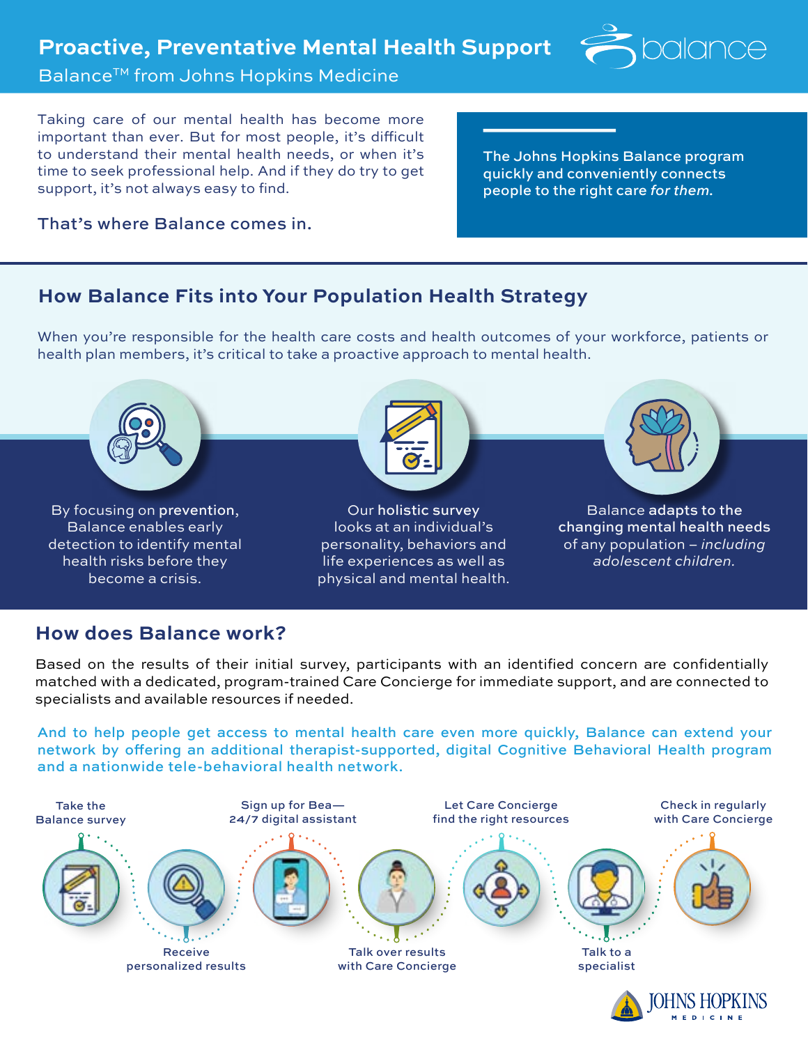# Proactive, Preventative Mental Health Support

Balance™ from Johns Hopkins Medicine

Taking care of our mental health has become more important than ever. But for most people, it's difficult to understand their mental health needs, or when it's time to seek professional help. And if they do try to get support, it's not always easy to find.

That's where Balance comes in.

The Johns Hopkins Balance program quickly and conveniently connects people to the right care *for them.*

## How Balance Fits into Your Population Health Strategy

When you're responsible for the health care costs and health outcomes of your workforce, patients or health plan members, it's critical to take a proactive approach to mental health.

By focusing on **prevention**, Balance enables early detection to identify mental health risks before they become a crisis.

Our **holistic survey** looks at an individual's personality, behaviors and life experiences as well as physical and mental health.

Balance **adapts to the changing mental health needs** of any population – *including adolescent children.*

## How does Balance work?

Based on the results of their initial survey, participants with an identified concern are confidentially matched with a dedicated, program-trained Care Concierge for immediate support, and are connected to specialists and available resources if needed.

And to help people get access to mental health care even more quickly, Balance can extend your network by offering an additional therapist-supported, digital Cognitive Behavioral Health program and a nationwide tele-behavioral health network.

1. Take the Balance survey
2. Receive personalized results
3. Sign up for Bea—24/7 digital assistant
4. Talk over results with Care Concierge
5. Let Care Concierge find the right resources
6. Talk to a specialist
7. Check in regularly with Care Concierge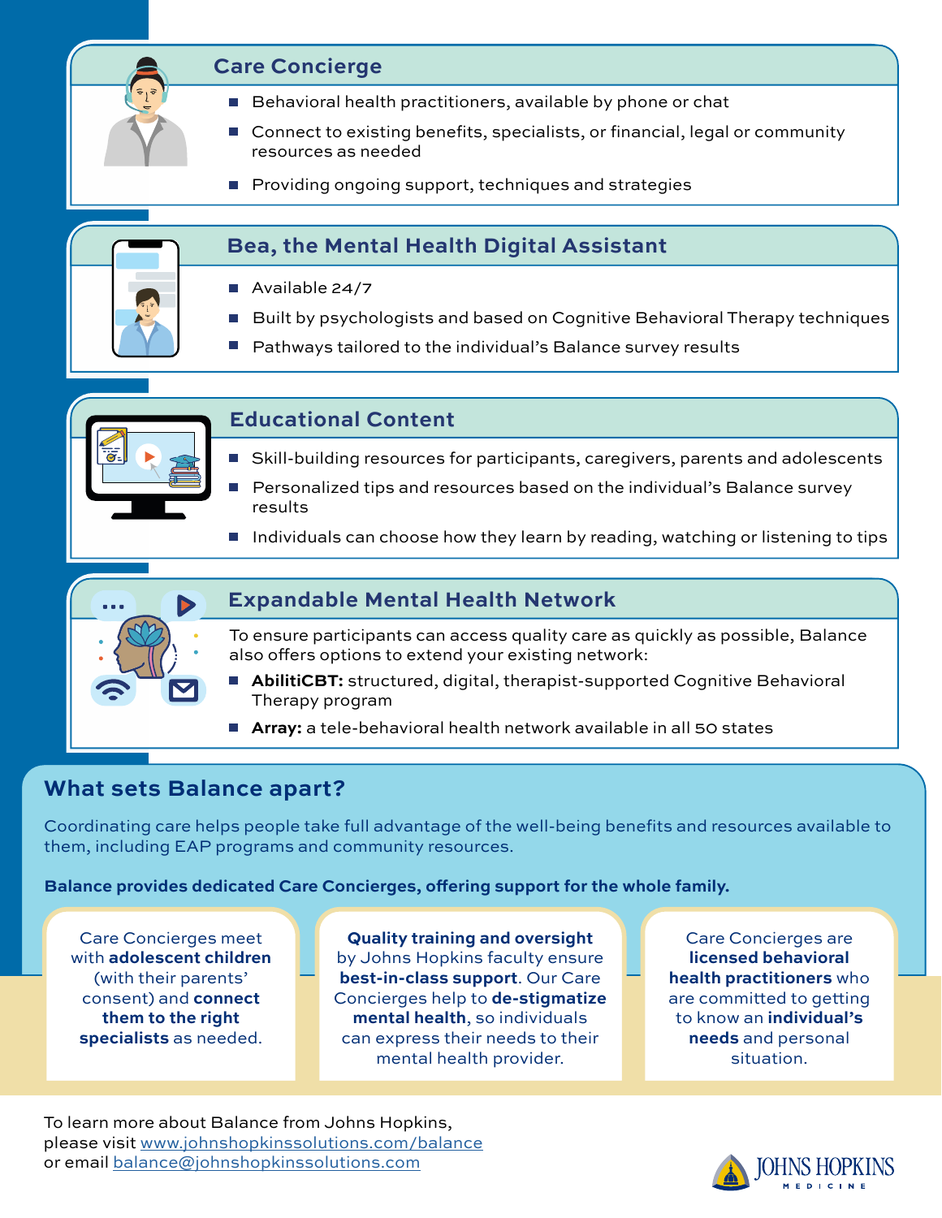## Care Concierge

- Behavioral health practitioners, available by phone or chat
- Connect to existing benefits, specialists, or financial, legal or community resources as needed
- Providing ongoing support, techniques and strategies

## Bea, the Mental Health Digital Assistant

- Available 24/7
- Built by psychologists and based on Cognitive Behavioral Therapy techniques
- Pathways tailored to the individual's Balance survey results

## Educational Content

- Skill-building resources for participants, caregivers, parents and adolescents
- Personalized tips and resources based on the individual's Balance survey results
- Individuals can choose how they learn by reading, watching or listening to tips

## Expandable Mental Health Network

To ensure participants can access quality care as quickly as possible, Balance also offers options to extend your existing network:

- **AbilitiCBT:** structured, digital, therapist-supported Cognitive Behavioral Therapy program
- **Array:** a tele-behavioral health network available in all 50 states

## What sets Balance apart?

Coordinating care helps people take full advantage of the well-being benefits and resources available to them, including EAP programs and community resources.

**Balance provides dedicated Care Concierges, offering support for the whole family.**

Care Concierges meet with **adolescent children** (with their parents' consent) and **connect them to the right specialists** as needed.

**Quality training and oversight** by Johns Hopkins faculty ensure **best-in-class support**. Our Care Concierges help to **de-stigmatize mental health**, so individuals can express their needs to their mental health provider.

Care Concierges are **licensed behavioral health practitioners** who are committed to getting to know an **individual's needs** and personal situation.

To learn more about Balance from Johns Hopkins, please visit www.johnshopkinssolutions.com/balance or email balance@johnshopkinssolutions.com

JOHNS HOPKINS MEDICINE